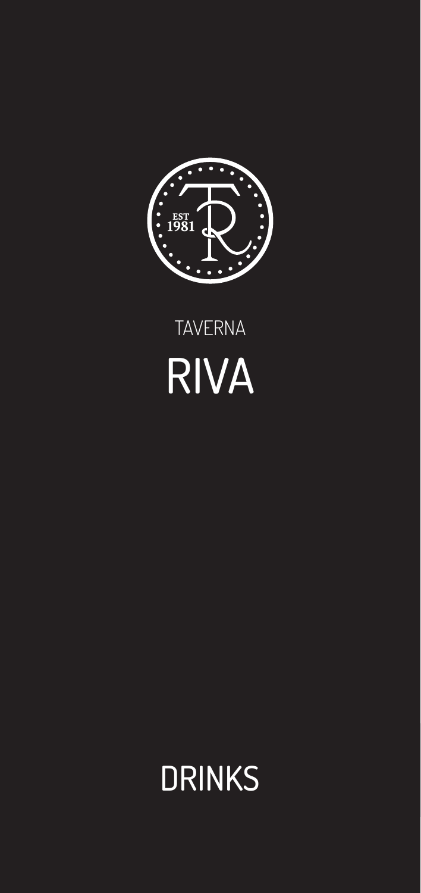EST
1981

TAVERNA

# RIVA

## DRINKS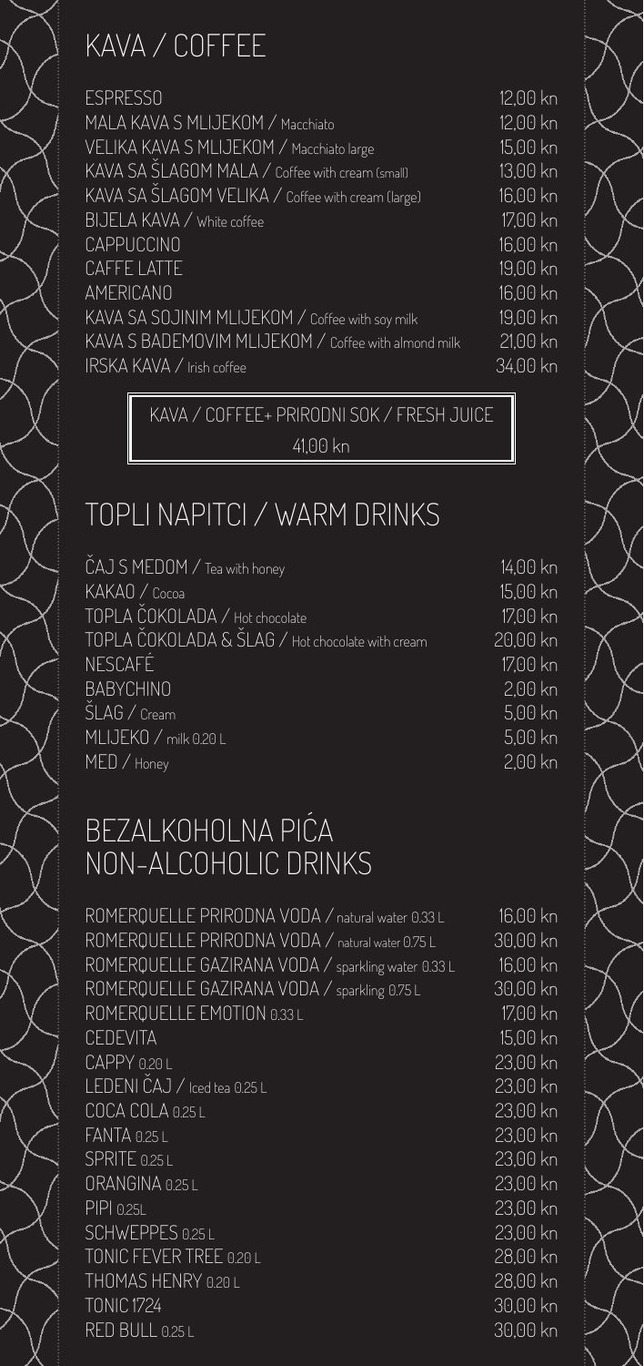# KAVA / COFFEE

| | |
|---|---|
| ESPRESSO | 12,00 kn |
| MALA KAVA S MLIJEKOM / Macchiato | 12,00 kn |
| VELIKA KAVA S MLIJEKOM / Macchiato large | 15,00 kn |
| KAVA SA ŠLAGOM MALA / Coffee with cream (small) | 13,00 kn |
| KAVA SA ŠLAGOM VELIKA / Coffee with cream (large) | 16,00 kn |
| BIJELA KAVA / White coffee | 17,00 kn |
| CAPPUCCINO | 16,00 kn |
| CAFFE LATTE | 19,00 kn |
| AMERICANO | 16,00 kn |
| KAVA SA SOJINIM MLIJEKOM / Coffee with soy milk | 19,00 kn |
| KAVA S BADEMOVIM MLIJEKOM / Coffee with almond milk | 21,00 kn |
| IRSKA KAVA / Irish coffee | 34,00 kn |

KAVA / COFFEE+ PRIRODNI SOK / FRESH JUICE
41,00 kn

# TOPLI NAPITCI / WARM DRINKS

| | |
|---|---|
| ČAJ S MEDOM / Tea with honey | 14,00 kn |
| KAKAO / Cocoa | 15,00 kn |
| TOPLA ČOKOLADA / Hot chocolate | 17,00 kn |
| TOPLA ČOKOLADA & ŠLAG / Hot chocolate with cream | 20,00 kn |
| NESCAFÉ | 17,00 kn |
| BABYCHINO | 2,00 kn |
| ŠLAG / Cream | 5,00 kn |
| MLIJEKO / milk 0.20 L | 5,00 kn |
| MED / Honey | 2,00 kn |

# BEZALKOHOLNA PIĆA
# NON-ALCOHOLIC DRINKS

| | |
|---|---|
| ROMERQUELLE PRIRODNA VODA / natural water 0.33 L | 16,00 kn |
| ROMERQUELLE PRIRODNA VODA / natural water 0.75 L | 30,00 kn |
| ROMERQUELLE GAZIRANA VODA / sparkling water 0.33 L | 16,00 kn |
| ROMERQUELLE GAZIRANA VODA / sparkling 0.75 L | 30,00 kn |
| ROMERQUELLE EMOTION 0.33 L | 17,00 kn |
| CEDEVITA | 15,00 kn |
| CAPPY 0.20 L | 23,00 kn |
| LEDENI ČAJ / Iced tea 0.25 L | 23,00 kn |
| COCA COLA 0.25 L | 23,00 kn |
| FANTA 0.25 L | 23,00 kn |
| SPRITE 0.25 L | 23,00 kn |
| ORANGINA 0.25 L | 23,00 kn |
| PIPI 0.25L | 23,00 kn |
| SCHWEPPES 0.25 L | 23,00 kn |
| TONIC FEVER TREE 0.20 L | 28,00 kn |
| THOMAS HENRY 0.20 L | 28,00 kn |
| TONIC 1724 | 30,00 kn |
| RED BULL 0.25 L | 30,00 kn |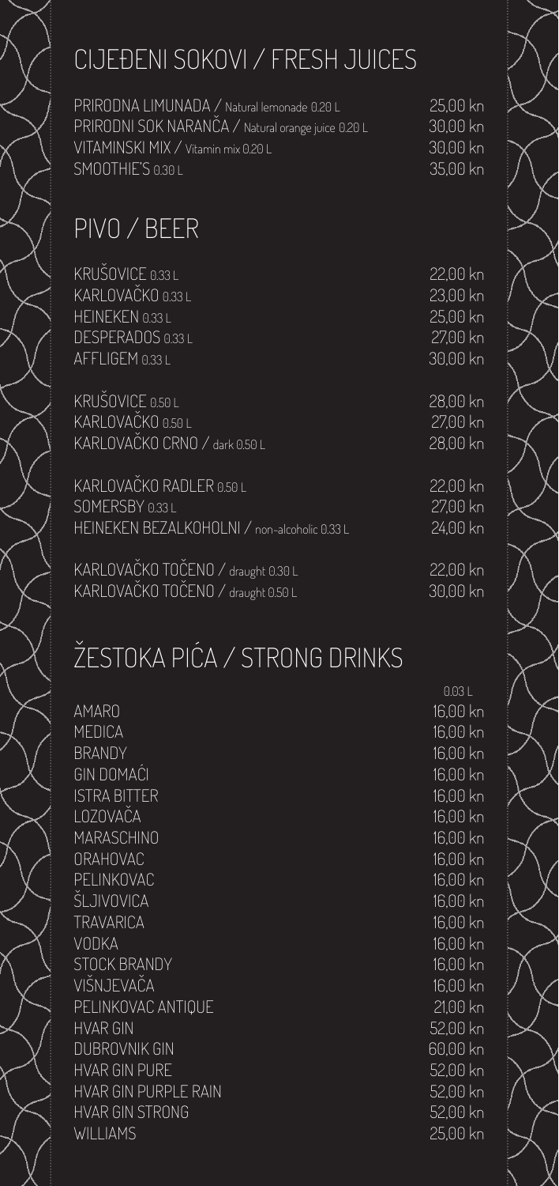## CIJEĐENI SOKOVI / FRESH JUICES

| | |
|---|---|
| PRIRODNA LIMUNADA / Natural lemonade 0.20 L | 25,00 kn |
| PRIRODNI SOK NARANČA / Natural orange juice 0.20 L | 30,00 kn |
| VITAMINSKI MIX / Vitamin mix 0.20 L | 30,00 kn |
| SMOOTHIE'S 0.30 L | 35,00 kn |

## PIVO / BEER

| | |
|---|---|
| KRUŠOVICE 0.33 L | 22,00 kn |
| KARLOVAČKO 0.33 L | 23,00 kn |
| HEINEKEN 0.33 L | 25,00 kn |
| DESPERADOS 0.33 L | 27,00 kn |
| AFFLIGEM 0.33 L | 30,00 kn |
| KRUŠOVICE 0.50 L | 28,00 kn |
| KARLOVAČKO 0.50 L | 27,00 kn |
| KARLOVAČKO CRNO / dark 0.50 L | 28,00 kn |
| KARLOVAČKO RADLER 0.50 L | 22,00 kn |
| SOMERSBY 0.33 L | 27,00 kn |
| HEINEKEN BEZALKOHOLNI / non-alcoholic 0.33 L | 24,00 kn |
| KARLOVAČKO TOČENO / draught 0.30 L | 22,00 kn |
| KARLOVAČKO TOČENO / draught 0.50 L | 30,00 kn |

## ŽESTOKA PIĆA / STRONG DRINKS

| | 0.03 L |
|---|---|
| AMARO | 16,00 kn |
| MEDICA | 16,00 kn |
| BRANDY | 16,00 kn |
| GIN DOMAĆI | 16,00 kn |
| ISTRA BITTER | 16,00 kn |
| LOZOVAČA | 16,00 kn |
| MARASCHINO | 16,00 kn |
| ORAHOVAC | 16,00 kn |
| PELINKOVAC | 16,00 kn |
| ŠLJIVOVICA | 16,00 kn |
| TRAVARICA | 16,00 kn |
| VODKA | 16,00 kn |
| STOCK BRANDY | 16,00 kn |
| VIŠNJEVAČA | 16,00 kn |
| PELINKOVAC ANTIQUE | 21,00 kn |
| HVAR GIN | 52,00 kn |
| DUBROVNIK GIN | 60,00 kn |
| HVAR GIN PURE | 52,00 kn |
| HVAR GIN PURPLE RAIN | 52,00 kn |
| HVAR GIN STRONG | 52,00 kn |
| WILLIAMS | 25,00 kn |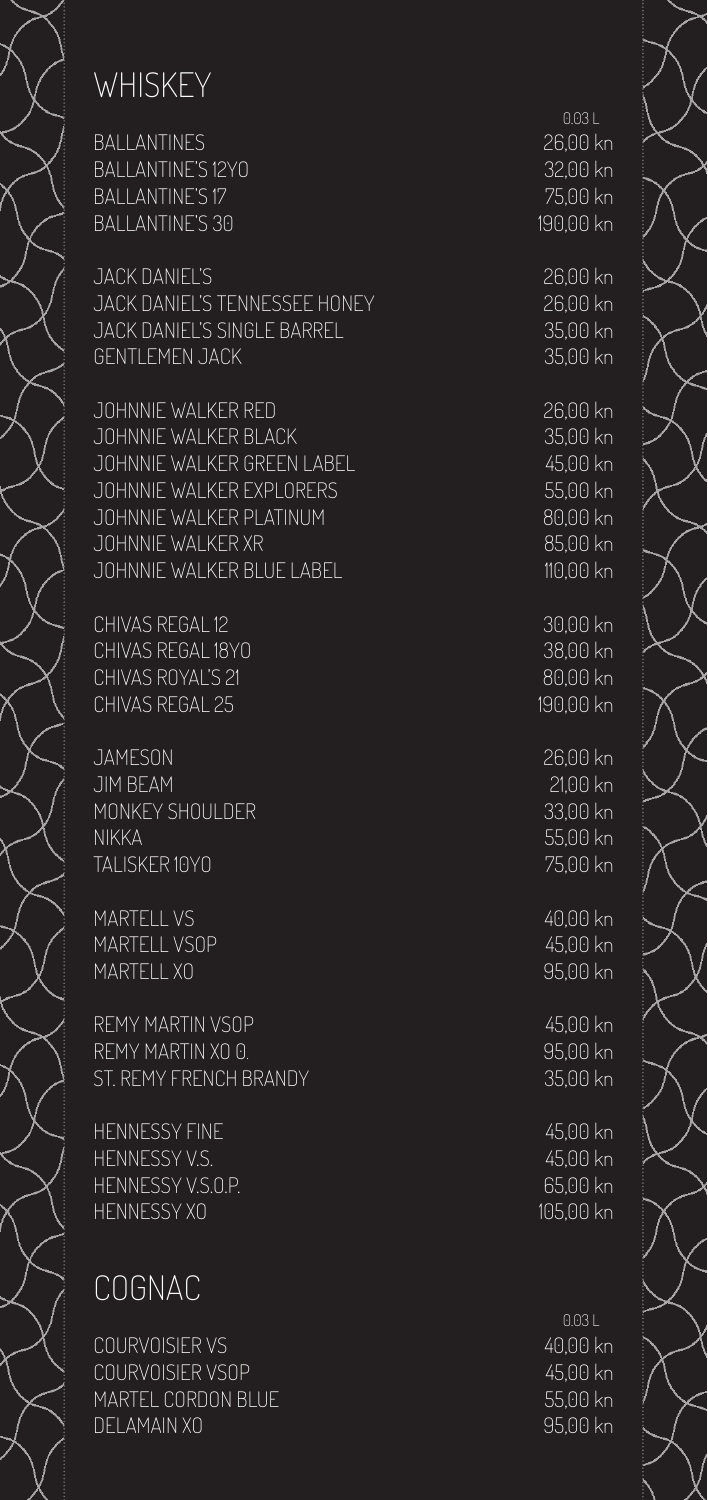## WHISKEY

| | 0,03 L |
|---|---|
| BALLANTINES | 26,00 kn |
| BALLANTINE'S 12YO | 32,00 kn |
| BALLANTINE'S 17 | 75,00 kn |
| BALLANTINE'S 30 | 190,00 kn |
| | |
| JACK DANIEL'S | 26,00 kn |
| JACK DANIEL'S TENNESSEE HONEY | 26,00 kn |
| JACK DANIEL'S SINGLE BARREL | 35,00 kn |
| GENTLEMEN JACK | 35,00 kn |
| | |
| JOHNNIE WALKER RED | 26,00 kn |
| JOHNNIE WALKER BLACK | 35,00 kn |
| JOHNNIE WALKER GREEN LABEL | 45,00 kn |
| JOHNNIE WALKER EXPLORERS | 55,00 kn |
| JOHNNIE WALKER PLATINUM | 80,00 kn |
| JOHNNIE WALKER XR | 85,00 kn |
| JOHNNIE WALKER BLUE LABEL | 110,00 kn |
| | |
| CHIVAS REGAL 12 | 30,00 kn |
| CHIVAS REGAL 18YO | 38,00 kn |
| CHIVAS ROYAL'S 21 | 80,00 kn |
| CHIVAS REGAL 25 | 190,00 kn |
| | |
| JAMESON | 26,00 kn |
| JIM BEAM | 21,00 kn |
| MONKEY SHOULDER | 33,00 kn |
| NIKKA | 55,00 kn |
| TALISKER 10YO | 75,00 kn |
| | |
| MARTELL VS | 40,00 kn |
| MARTELL VSOP | 45,00 kn |
| MARTELL XO | 95,00 kn |
| | |
| REMY MARTIN VSOP | 45,00 kn |
| REMY MARTIN XO 0. | 95,00 kn |
| ST. REMY FRENCH BRANDY | 35,00 kn |
| | |
| HENNESSY FINE | 45,00 kn |
| HENNESSY V.S. | 45,00 kn |
| HENNESSY V.S.O.P. | 65,00 kn |
| HENNESSY XO | 105,00 kn |

## COGNAC

| | 0,03 L |
|---|---|
| COURVOISIER VS | 40,00 kn |
| COURVOISIER VSOP | 45,00 kn |
| MARTEL CORDON BLUE | 55,00 kn |
| DELAMAIN XO | 95,00 kn |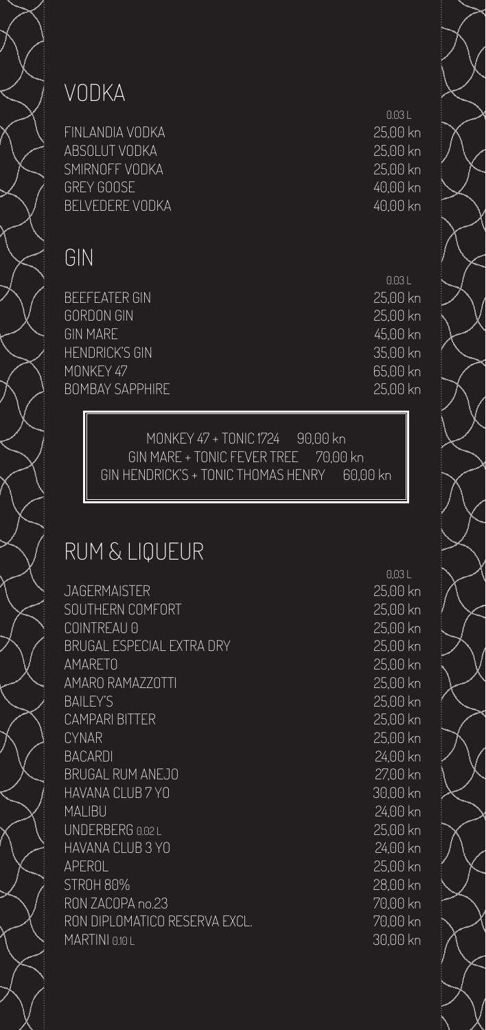## VODKA

| | 0,03 L |
|---|---|
| FINLANDIA VODKA | 25,00 kn |
| ABSOLUT VODKA | 25,00 kn |
| SMIRNOFF VODKA | 25,00 kn |
| GREY GOOSE | 40,00 kn |
| BELVEDERE VODKA | 40,00 kn |

## GIN

| | 0,03 L |
|---|---|
| BEEFEATER GIN | 25,00 kn |
| GORDON GIN | 25,00 kn |
| GIN MARE | 45,00 kn |
| HENDRICK'S GIN | 35,00 kn |
| MONKEY 47 | 65,00 kn |
| BOMBAY SAPPHIRE | 25,00 kn |

MONKEY 47 + TONIC 1724 90,00 kn
GIN MARE + TONIC FEVER TREE 70,00 kn
GIN HENDRICK'S + TONIC THOMAS HENRY 60,00 kn

## RUM & LIQUEUR

| | 0,03 L |
|---|---|
| JAGERMAISTER | 25,00 kn |
| SOUTHERN COMFORT | 25,00 kn |
| COINTREAU 0 | 25,00 kn |
| BRUGAL ESPECIAL EXTRA DRY | 25,00 kn |
| AMARETO | 25,00 kn |
| AMARO RAMAZZOTTI | 25,00 kn |
| BAILEY'S | 25,00 kn |
| CAMPARI BITTER | 25,00 kn |
| CYNAR | 25,00 kn |
| BACARDI | 24,00 kn |
| BRUGAL RUM ANEJO | 27,00 kn |
| HAVANA CLUB 7 YO | 30,00 kn |
| MALIBU | 24,00 kn |
| UNDERBERG 0,02 L | 25,00 kn |
| HAVANA CLUB 3 YO | 24,00 kn |
| APEROL | 25,00 kn |
| STROH 80% | 28,00 kn |
| RON ZACOPA no.23 | 70,00 kn |
| RON DIPLOMATICO RESERVA EXCL. | 70,00 kn |
| MARTINI 0,10 L | 30,00 kn |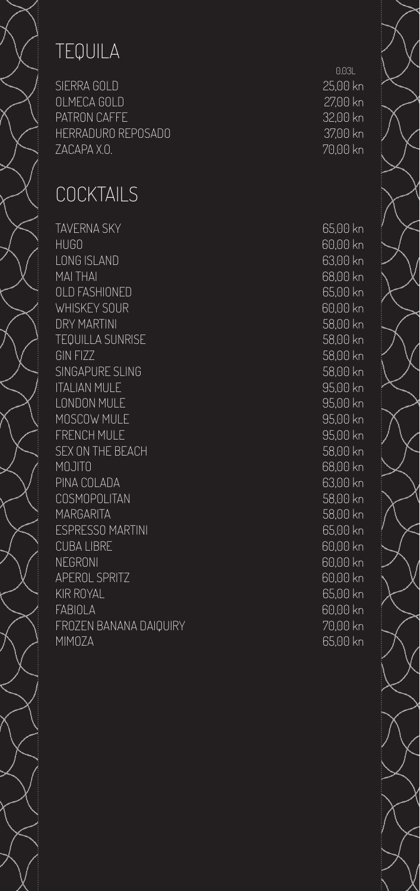## TEQUILA

| | 0,03L |
|---|---|
| SIERRA GOLD | 25,00 kn |
| OLMECA GOLD | 27,00 kn |
| PATRON CAFFE | 32,00 kn |
| HERRADURO REPOSADO | 37,00 kn |
| ZACAPA X.O. | 70,00 kn |

## COCKTAILS

| | |
|---|---|
| TAVERNA SKY | 65,00 kn |
| HUGO | 60,00 kn |
| LONG ISLAND | 63,00 kn |
| MAI THAI | 68,00 kn |
| OLD FASHIONED | 65,00 kn |
| WHISKEY SOUR | 60,00 kn |
| DRY MARTINI | 58,00 kn |
| TEQUILLA SUNRISE | 58,00 kn |
| GIN FIZZ | 58,00 kn |
| SINGAPURE SLING | 58,00 kn |
| ITALIAN MULE | 95,00 kn |
| LONDON MULE | 95,00 kn |
| MOSCOW MULE | 95,00 kn |
| FRENCH MULE | 95,00 kn |
| SEX ON THE BEACH | 58,00 kn |
| MOJITO | 68,00 kn |
| PINA COLADA | 63,00 kn |
| COSMOPOLITAN | 58,00 kn |
| MARGARITA | 58,00 kn |
| ESPRESSO MARTINI | 65,00 kn |
| CUBA LIBRE | 60,00 kn |
| NEGRONI | 60,00 kn |
| APEROL SPRITZ | 60,00 kn |
| KIR ROYAL | 65,00 kn |
| FABIOLA | 60,00 kn |
| FROZEN BANANA DAIQUIRY | 70,00 kn |
| MIMOZA | 65,00 kn |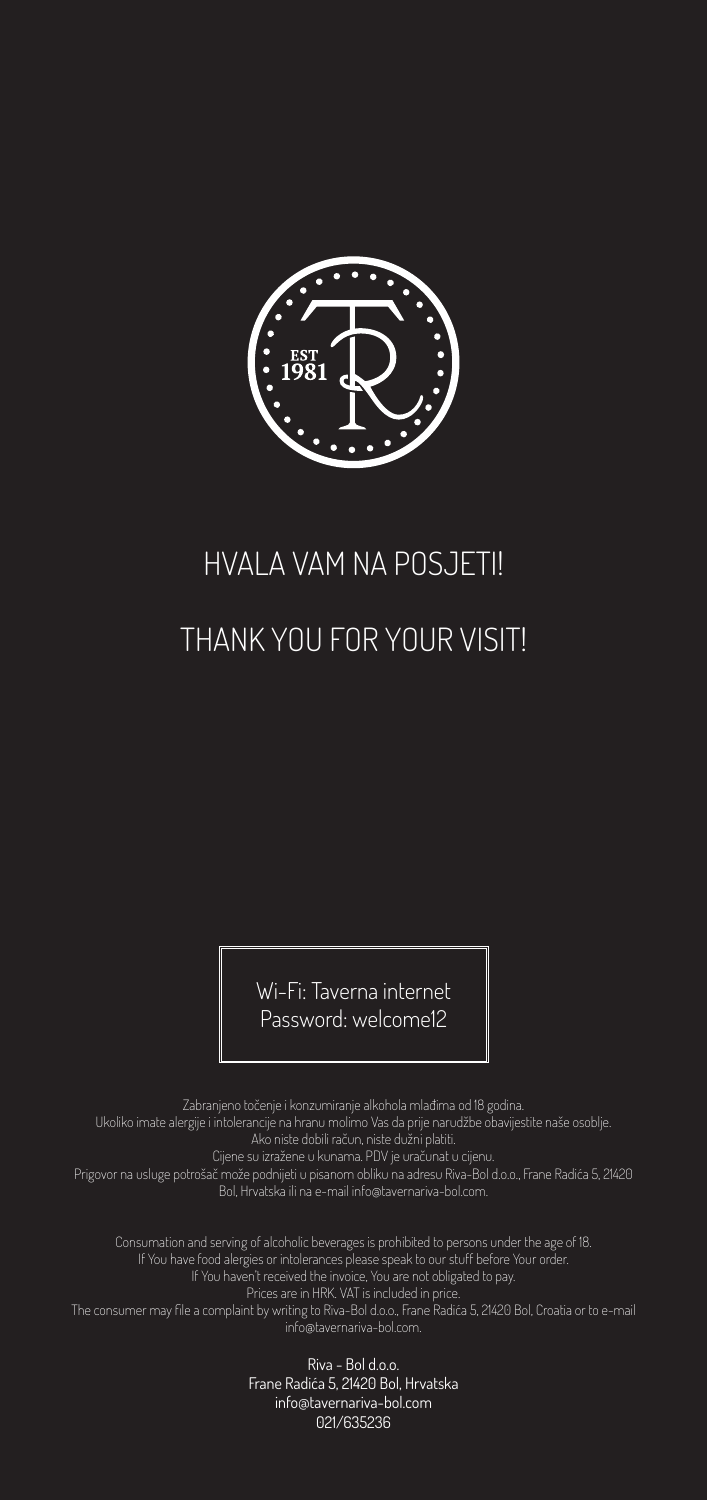# HVALA VAM NA POSJETI!

# THANK YOU FOR YOUR VISIT!

Wi-Fi: Taverna internet
Password: welcome12

Zabranjeno točenje i konzumiranje alkohola mlađima od 18 godina.
Ukoliko imate alergije i intolerancije na hranu molimo Vas da prije narudžbe obavijestite naše osoblje.
Ako niste dobili račun, niste dužni platiti.
Cijene su izražene u kunama. PDV je uračunat u cijenu.
Prigovor na usluge potrošač može podnijeti u pisanom obliku na adresu Riva-Bol d.o.o., Frane Radića 5, 21420 Bol, Hrvatska ili na e-mail info@tavernariva-bol.com.

Consumation and serving of alcoholic beverages is prohibited to persons under the age of 18.
If You have food allergies or intolerances please speak to our stuff before Your order.
If You haven't received the invoice, You are not obligated to pay.
Prices are in HRK. VAT is included in price.
The consumer may file a complaint by writing to Riva-Bol d.o.o., Frane Radića 5, 21420 Bol, Croatia or to e-mail info@tavernariva-bol.com.

Riva - Bol d.o.o.
Frane Radića 5, 21420 Bol, Hrvatska
info@tavernariva-bol.com
021/635236